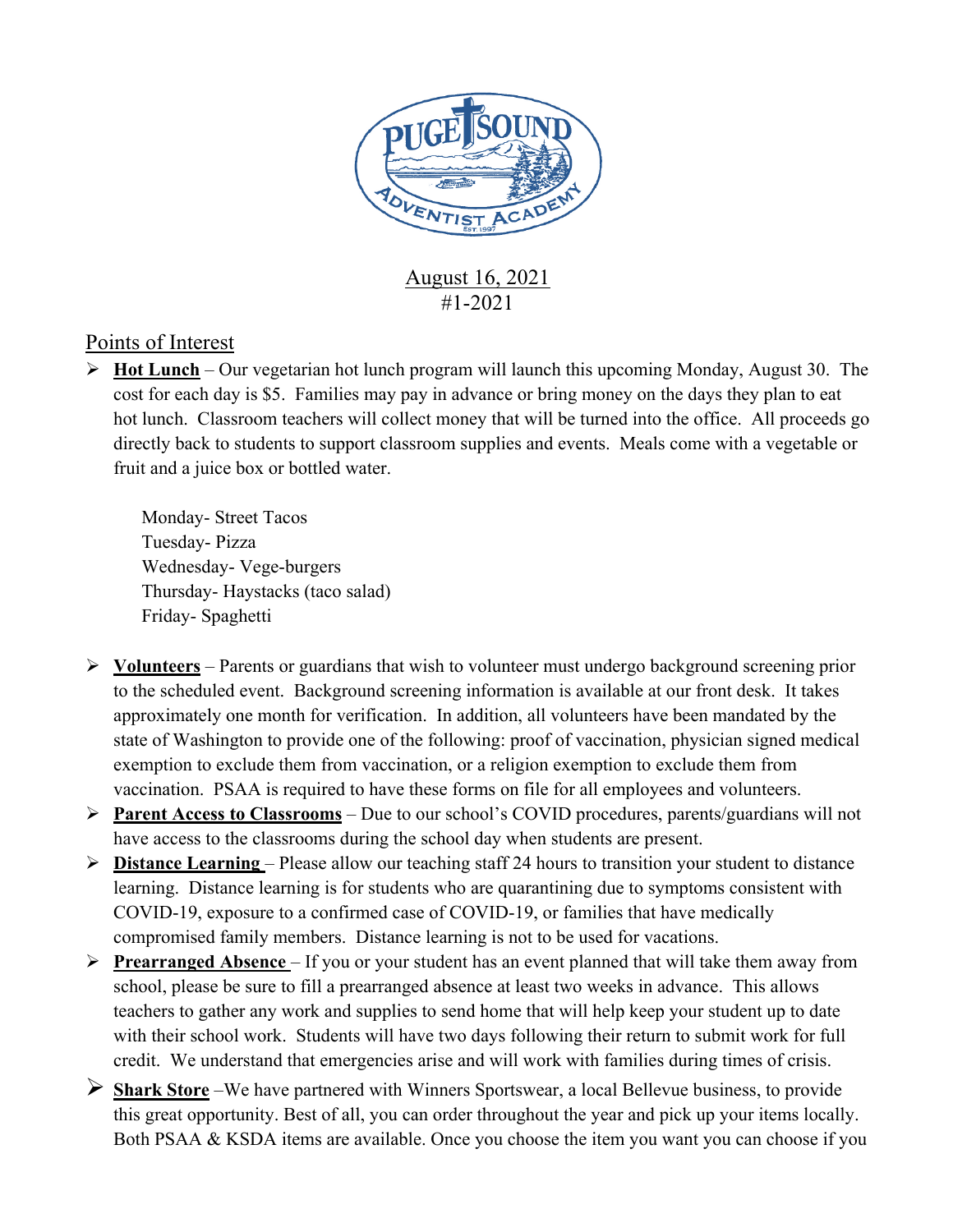August 16, 2021
#1-2021

## Points of Interest

- **Hot Lunch** – Our vegetarian hot lunch program will launch this upcoming Monday, August 30. The cost for each day is $5. Families may pay in advance or bring money on the days they plan to eat hot lunch. Classroom teachers will collect money that will be turned into the office. All proceeds go directly back to students to support classroom supplies and events. Meals come with a vegetable or fruit and a juice box or bottled water.

  Monday- Street Tacos
  Tuesday- Pizza
  Wednesday- Vege-burgers
  Thursday- Haystacks (taco salad)
  Friday- Spaghetti

- **Volunteers** – Parents or guardians that wish to volunteer must undergo background screening prior to the scheduled event. Background screening information is available at our front desk. It takes approximately one month for verification. In addition, all volunteers have been mandated by the state of Washington to provide one of the following: proof of vaccination, physician signed medical exemption to exclude them from vaccination, or a religion exemption to exclude them from vaccination. PSAA is required to have these forms on file for all employees and volunteers.
- **Parent Access to Classrooms** – Due to our school's COVID procedures, parents/guardians will not have access to the classrooms during the school day when students are present.
- **Distance Learning** – Please allow our teaching staff 24 hours to transition your student to distance learning. Distance learning is for students who are quarantining due to symptoms consistent with COVID-19, exposure to a confirmed case of COVID-19, or families that have medically compromised family members. Distance learning is not to be used for vacations.
- **Prearranged Absence** – If you or your student has an event planned that will take them away from school, please be sure to fill a prearranged absence at least two weeks in advance. This allows teachers to gather any work and supplies to send home that will help keep your student up to date with their school work. Students will have two days following their return to submit work for full credit. We understand that emergencies arise and will work with families during times of crisis.
- **Shark Store** –We have partnered with Winners Sportswear, a local Bellevue business, to provide this great opportunity. Best of all, you can order throughout the year and pick up your items locally. Both PSAA & KSDA items are available. Once you choose the item you want you can choose if you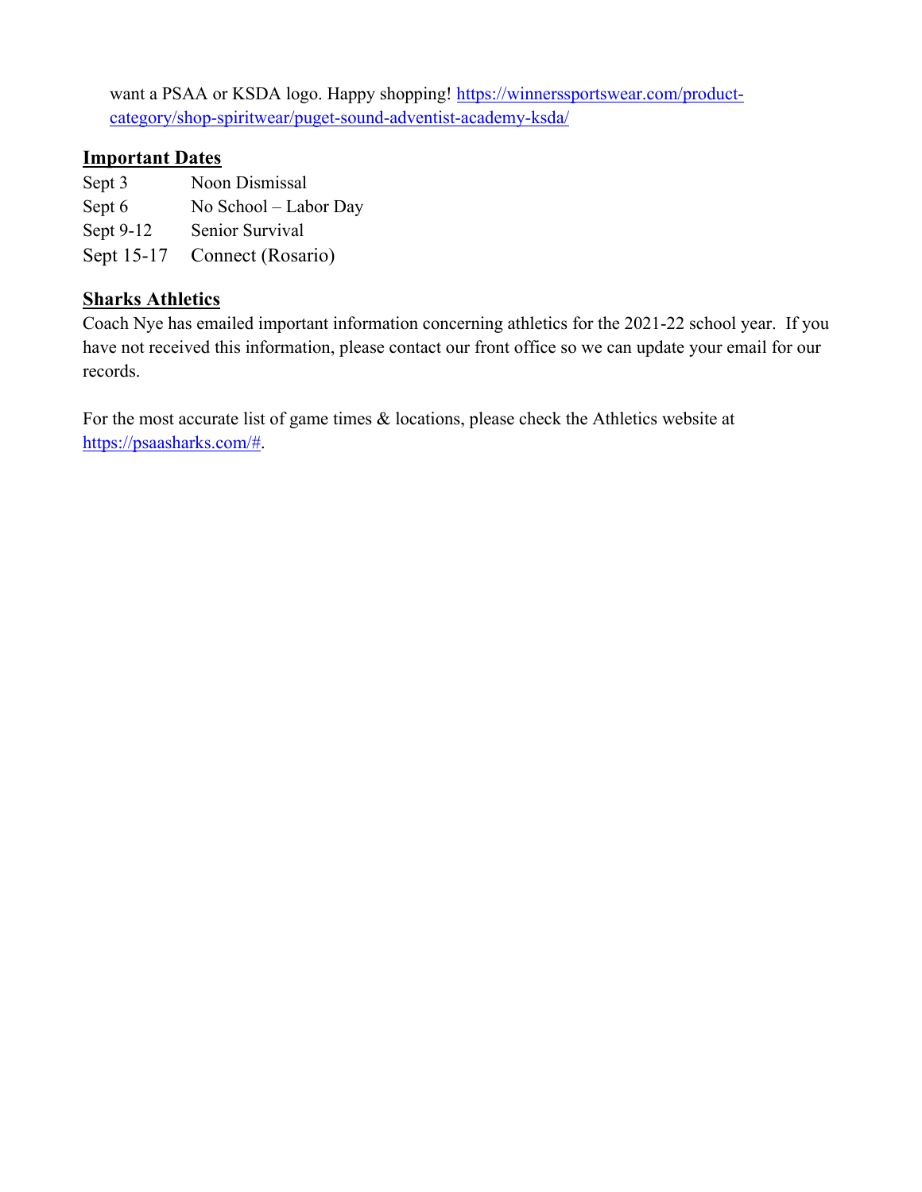want a PSAA or KSDA logo. Happy shopping! https://winnerssportswear.com/product-category/shop-spiritwear/puget-sound-adventist-academy-ksda/

## Important Dates

| | |
|---|---|
| Sept 3 | Noon Dismissal |
| Sept 6 | No School – Labor Day |
| Sept 9-12 | Senior Survival |
| Sept 15-17 | Connect (Rosario) |

## Sharks Athletics

Coach Nye has emailed important information concerning athletics for the 2021-22 school year. If you have not received this information, please contact our front office so we can update your email for our records.

For the most accurate list of game times & locations, please check the Athletics website at https://psaasharks.com/#.